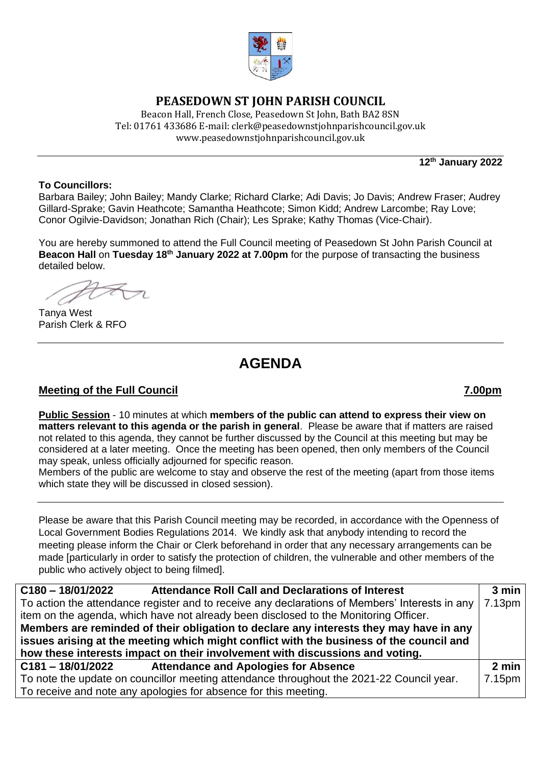# PEASEDOWN ST JOHN PARISH COUNCIL

Beacon Hall, French Close, Peasedown St John, Bath BA2 8SN
Tel: 01761 433686 E-mail: clerk@peasedownstjohnparishcouncil.gov.uk
www.peasedownstjohnparishcouncil.gov.uk

**12th January 2022**

**To Councillors:**
Barbara Bailey; John Bailey; Mandy Clarke; Richard Clarke; Adi Davis; Jo Davis; Andrew Fraser; Audrey Gillard-Sprake; Gavin Heathcote; Samantha Heathcote; Simon Kidd; Andrew Larcombe; Ray Love; Conor Ogilvie-Davidson; Jonathan Rich (Chair); Les Sprake; Kathy Thomas (Vice-Chair).

You are hereby summoned to attend the Full Council meeting of Peasedown St John Parish Council at **Beacon Hall** on **Tuesday 18th January 2022 at 7.00pm** for the purpose of transacting the business detailed below.

Tanya West
Parish Clerk & RFO

# AGENDA

## Meeting of the Full Council — 7.00pm

**Public Session** - 10 minutes at which **members of the public can attend to express their view on matters relevant to this agenda or the parish in general**. Please be aware that if matters are raised not related to this agenda, they cannot be further discussed by the Council at this meeting but may be considered at a later meeting. Once the meeting has been opened, then only members of the Council may speak, unless officially adjourned for specific reason.

Members of the public are welcome to stay and observe the rest of the meeting (apart from those items which state they will be discussed in closed session).

Please be aware that this Parish Council meeting may be recorded, in accordance with the Openness of Local Government Bodies Regulations 2014. We kindly ask that anybody intending to record the meeting please inform the Chair or Clerk beforehand in order that any necessary arrangements can be made [particularly in order to satisfy the protection of children, the vulnerable and other members of the public who actively object to being filmed].

| **C180 – 18/01/2022 Attendance Roll Call and Declarations of Interest** | **3 min** |
|---|---|
| To action the attendance register and to receive any declarations of Members' Interests in any item on the agenda, which have not already been disclosed to the Monitoring Officer.<br>**Members are reminded of their obligation to declare any interests they may have in any issues arising at the meeting which might conflict with the business of the council and how these interests impact on their involvement with discussions and voting.** | 7.13pm |
| **C181 – 18/01/2022 Attendance and Apologies for Absence** | **2 min** |
| To note the update on councillor meeting attendance throughout the 2021-22 Council year.<br>To receive and note any apologies for absence for this meeting. | 7.15pm |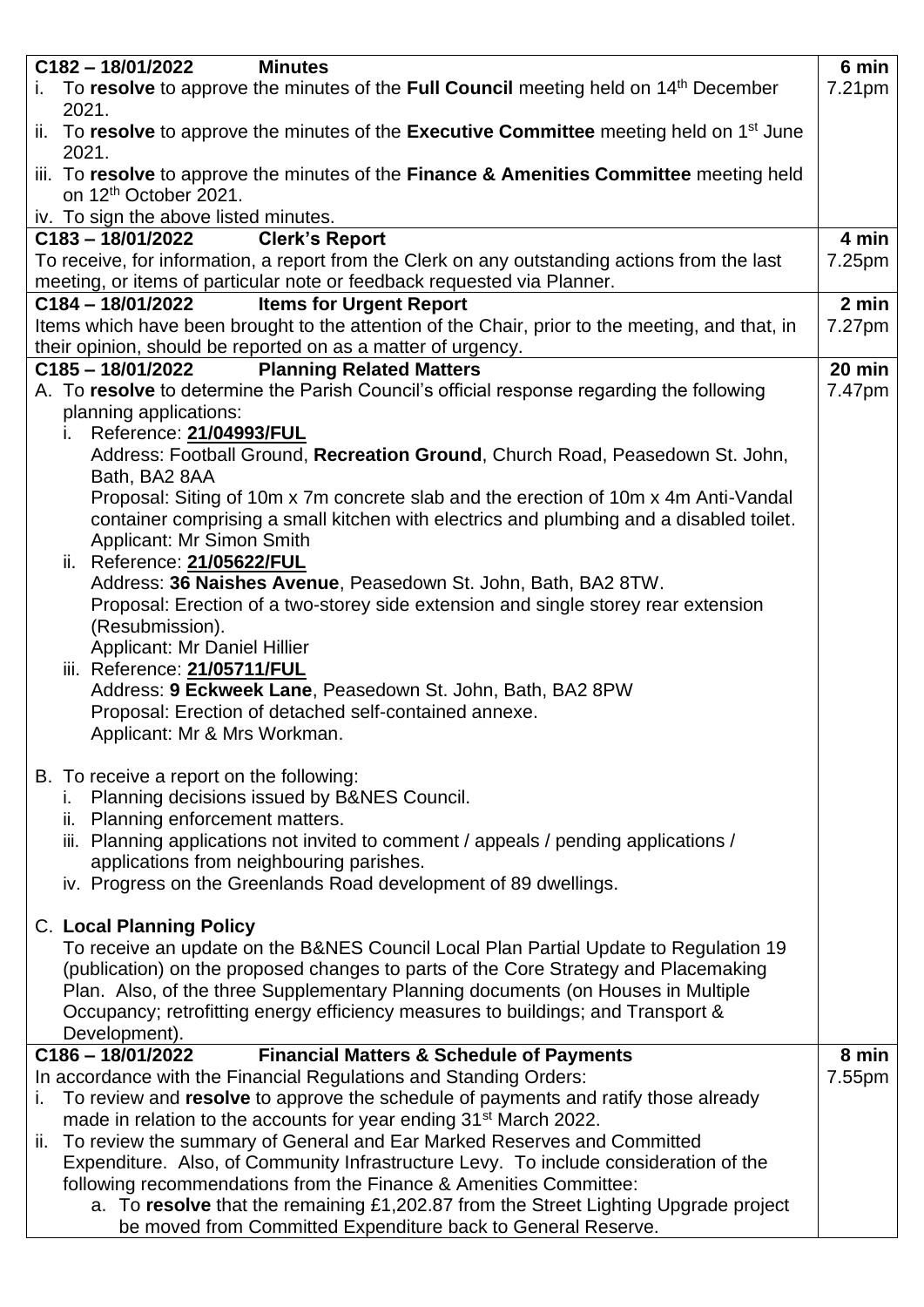| | |
|---|---|
| **C182 – 18/01/2022 Minutes**<br>i. To **resolve** to approve the minutes of the **Full Council** meeting held on 14th December 2021.<br>ii. To **resolve** to approve the minutes of the **Executive Committee** meeting held on 1st June 2021.<br>iii. To **resolve** to approve the minutes of the **Finance & Amenities Committee** meeting held on 12th October 2021.<br>iv. To sign the above listed minutes. | **6 min**<br>7.21pm |
| **C183 – 18/01/2022 Clerk's Report**<br>To receive, for information, a report from the Clerk on any outstanding actions from the last meeting, or items of particular note or feedback requested via Planner. | **4 min**<br>7.25pm |
| **C184 – 18/01/2022 Items for Urgent Report**<br>Items which have been brought to the attention of the Chair, prior to the meeting, and that, in their opinion, should be reported on as a matter of urgency. | **2 min**<br>7.27pm |
| **C185 – 18/01/2022 Planning Related Matters**<br>A. To **resolve** to determine the Parish Council's official response regarding the following planning applications:<br>i. Reference: **21/04993/FUL**<br>Address: Football Ground, **Recreation Ground**, Church Road, Peasedown St. John, Bath, BA2 8AA<br>Proposal: Siting of 10m x 7m concrete slab and the erection of 10m x 4m Anti-Vandal container comprising a small kitchen with electrics and plumbing and a disabled toilet.<br>Applicant: Mr Simon Smith<br>ii. Reference: **21/05622/FUL**<br>Address: **36 Naishes Avenue**, Peasedown St. John, Bath, BA2 8TW.<br>Proposal: Erection of a two-storey side extension and single storey rear extension (Resubmission).<br>Applicant: Mr Daniel Hillier<br>iii. Reference: **21/05711/FUL**<br>Address: **9 Eckweek Lane**, Peasedown St. John, Bath, BA2 8PW<br>Proposal: Erection of detached self-contained annexe.<br>Applicant: Mr & Mrs Workman.<br><br>B. To receive a report on the following:<br>i. Planning decisions issued by B&NES Council.<br>ii. Planning enforcement matters.<br>iii. Planning applications not invited to comment / appeals / pending applications / applications from neighbouring parishes.<br>iv. Progress on the Greenlands Road development of 89 dwellings.<br><br>C. **Local Planning Policy**<br>To receive an update on the B&NES Council Local Plan Partial Update to Regulation 19 (publication) on the proposed changes to parts of the Core Strategy and Placemaking Plan. Also, of the three Supplementary Planning documents (on Houses in Multiple Occupancy; retrofitting energy efficiency measures to buildings; and Transport & Development). | **20 min**<br>7.47pm |
| **C186 – 18/01/2022 Financial Matters & Schedule of Payments**<br>In accordance with the Financial Regulations and Standing Orders:<br>i. To review and **resolve** to approve the schedule of payments and ratify those already made in relation to the accounts for year ending 31st March 2022.<br>ii. To review the summary of General and Ear Marked Reserves and Committed Expenditure. Also, of Community Infrastructure Levy. To include consideration of the following recommendations from the Finance & Amenities Committee:<br>a. To **resolve** that the remaining £1,202.87 from the Street Lighting Upgrade project be moved from Committed Expenditure back to General Reserve. | **8 min**<br>7.55pm |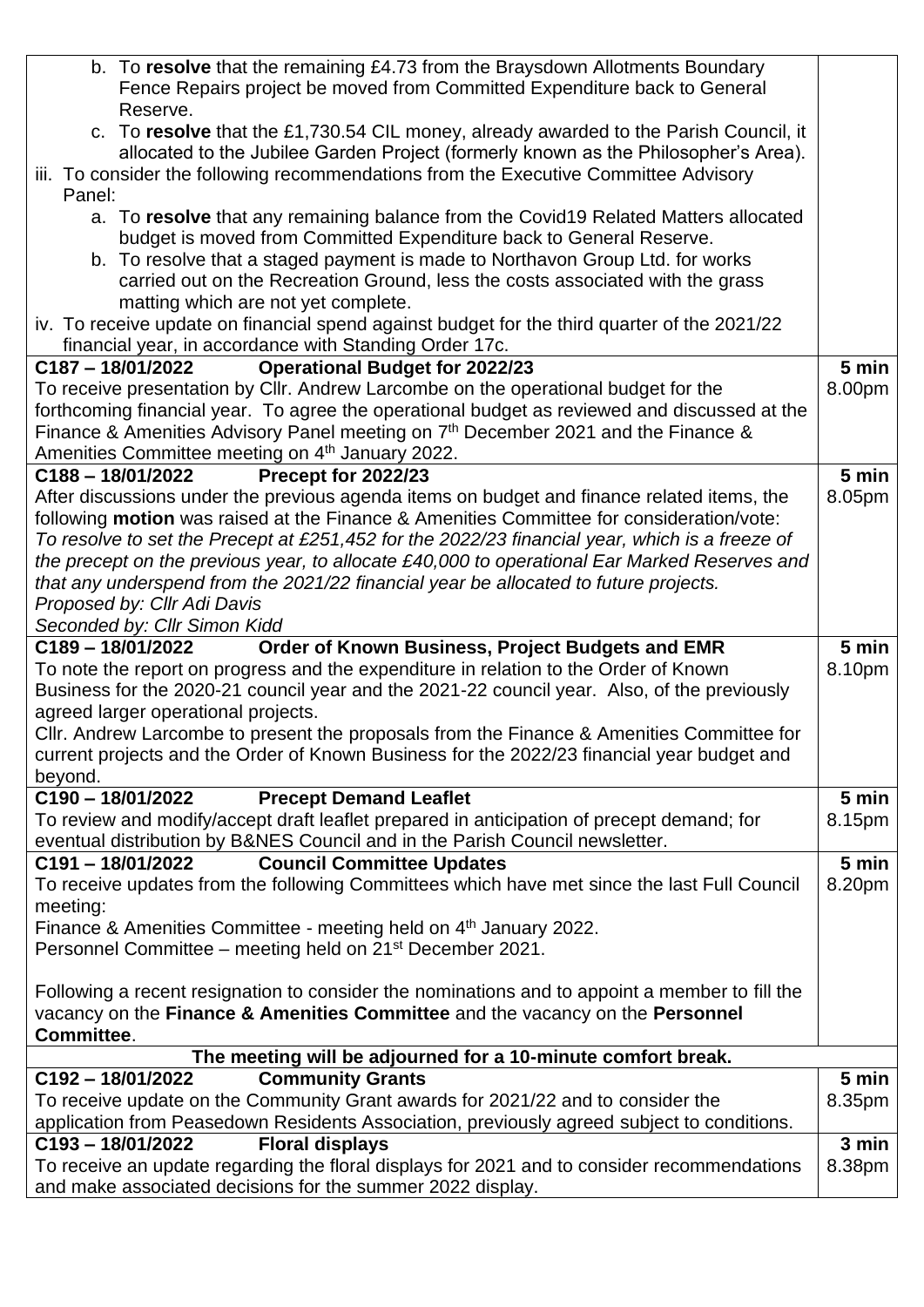| | |
|---|---|
| b. To **resolve** that the remaining £4.73 from the Braysdown Allotments Boundary Fence Repairs project be moved from Committed Expenditure back to General Reserve.<br>c. To **resolve** that the £1,730.54 CIL money, already awarded to the Parish Council, it allocated to the Jubilee Garden Project (formerly known as the Philosopher's Area).<br>iii. To consider the following recommendations from the Executive Committee Advisory Panel:<br>a. To **resolve** that any remaining balance from the Covid19 Related Matters allocated budget is moved from Committed Expenditure back to General Reserve.<br>b. To resolve that a staged payment is made to Northavon Group Ltd. for works carried out on the Recreation Ground, less the costs associated with the grass matting which are not yet complete.<br>iv. To receive update on financial spend against budget for the third quarter of the 2021/22 financial year, in accordance with Standing Order 17c. | |
| **C187 – 18/01/2022 Operational Budget for 2022/23**<br>To receive presentation by Cllr. Andrew Larcombe on the operational budget for the forthcoming financial year. To agree the operational budget as reviewed and discussed at the Finance & Amenities Advisory Panel meeting on 7th December 2021 and the Finance & Amenities Committee meeting on 4th January 2022. | **5 min**<br>8.00pm |
| **C188 – 18/01/2022 Precept for 2022/23**<br>After discussions under the previous agenda items on budget and finance related items, the following **motion** was raised at the Finance & Amenities Committee for consideration/vote:<br>*To resolve to set the Precept at £251,452 for the 2022/23 financial year, which is a freeze of the precept on the previous year, to allocate £40,000 to operational Ear Marked Reserves and that any underspend from the 2021/22 financial year be allocated to future projects.*<br>*Proposed by: Cllr Adi Davis*<br>*Seconded by: Cllr Simon Kidd* | **5 min**<br>8.05pm |
| **C189 – 18/01/2022 Order of Known Business, Project Budgets and EMR**<br>To note the report on progress and the expenditure in relation to the Order of Known Business for the 2020-21 council year and the 2021-22 council year. Also, of the previously agreed larger operational projects.<br>Cllr. Andrew Larcombe to present the proposals from the Finance & Amenities Committee for current projects and the Order of Known Business for the 2022/23 financial year budget and beyond. | **5 min**<br>8.10pm |
| **C190 – 18/01/2022 Precept Demand Leaflet**<br>To review and modify/accept draft leaflet prepared in anticipation of precept demand; for eventual distribution by B&NES Council and in the Parish Council newsletter. | **5 min**<br>8.15pm |
| **C191 – 18/01/2022 Council Committee Updates**<br>To receive updates from the following Committees which have met since the last Full Council meeting:<br>Finance & Amenities Committee - meeting held on 4th January 2022.<br>Personnel Committee – meeting held on 21st December 2021.<br><br>Following a recent resignation to consider the nominations and to appoint a member to fill the vacancy on the **Finance & Amenities Committee** and the vacancy on the **Personnel Committee**. | **5 min**<br>8.20pm |
| **The meeting will be adjourned for a 10-minute comfort break.** | |
| **C192 – 18/01/2022 Community Grants**<br>To receive update on the Community Grant awards for 2021/22 and to consider the application from Peasedown Residents Association, previously agreed subject to conditions. | **5 min**<br>8.35pm |
| **C193 – 18/01/2022 Floral displays**<br>To receive an update regarding the floral displays for 2021 and to consider recommendations and make associated decisions for the summer 2022 display. | **3 min**<br>8.38pm |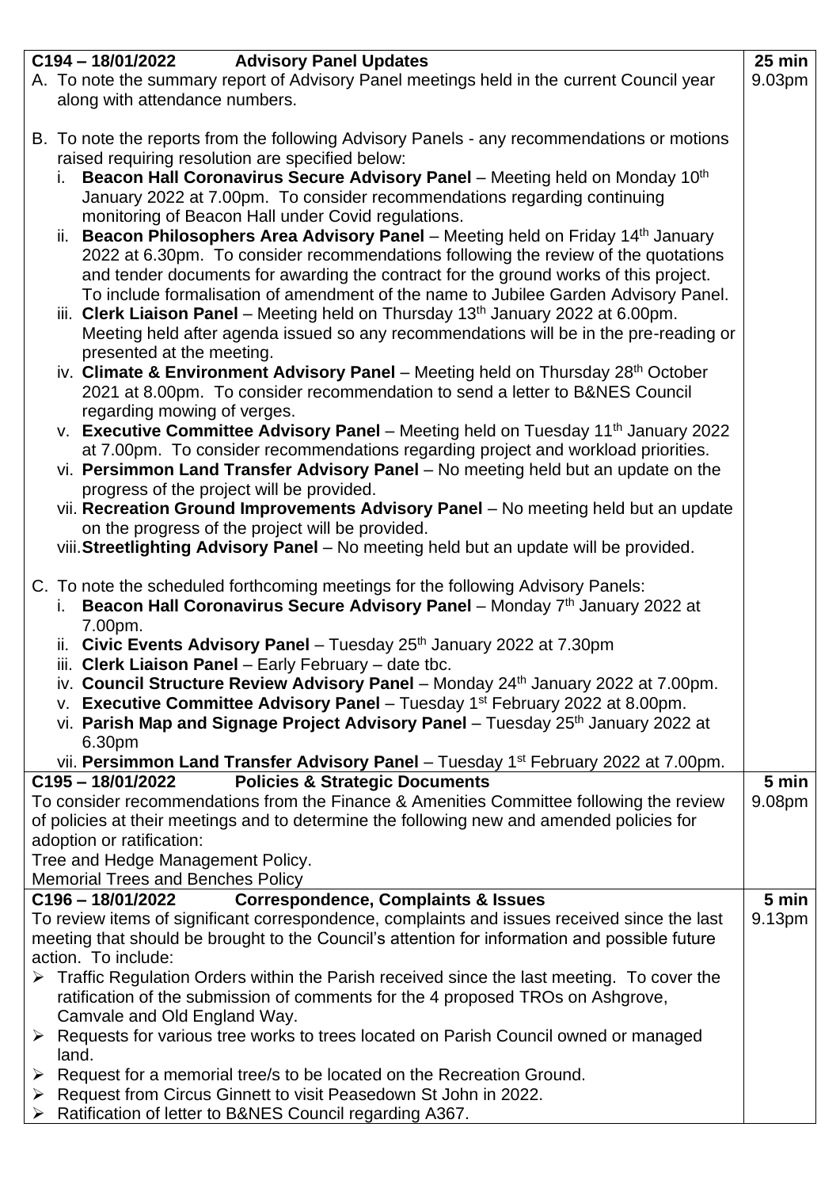| | |
|---|---|
| **C194 – 18/01/2022 Advisory Panel Updates**<br>A. To note the summary report of Advisory Panel meetings held in the current Council year along with attendance numbers.<br><br>B. To note the reports from the following Advisory Panels - any recommendations or motions raised requiring resolution are specified below:<br>i. **Beacon Hall Coronavirus Secure Advisory Panel** – Meeting held on Monday 10th January 2022 at 7.00pm. To consider recommendations regarding continuing monitoring of Beacon Hall under Covid regulations.<br>ii. **Beacon Philosophers Area Advisory Panel** – Meeting held on Friday 14th January 2022 at 6.30pm. To consider recommendations following the review of the quotations and tender documents for awarding the contract for the ground works of this project. To include formalisation of amendment of the name to Jubilee Garden Advisory Panel.<br>iii. **Clerk Liaison Panel** – Meeting held on Thursday 13th January 2022 at 6.00pm. Meeting held after agenda issued so any recommendations will be in the pre-reading or presented at the meeting.<br>iv. **Climate & Environment Advisory Panel** – Meeting held on Thursday 28th October 2021 at 8.00pm. To consider recommendation to send a letter to B&NES Council regarding mowing of verges.<br>v. **Executive Committee Advisory Panel** – Meeting held on Tuesday 11th January 2022 at 7.00pm. To consider recommendations regarding project and workload priorities.<br>vi. **Persimmon Land Transfer Advisory Panel** – No meeting held but an update on the progress of the project will be provided.<br>vii. **Recreation Ground Improvements Advisory Panel** – No meeting held but an update on the progress of the project will be provided.<br>viii. **Streetlighting Advisory Panel** – No meeting held but an update will be provided.<br><br>C. To note the scheduled forthcoming meetings for the following Advisory Panels:<br>i. **Beacon Hall Coronavirus Secure Advisory Panel** – Monday 7th January 2022 at 7.00pm.<br>ii. **Civic Events Advisory Panel** – Tuesday 25th January 2022 at 7.30pm<br>iii. **Clerk Liaison Panel** – Early February – date tbc.<br>iv. **Council Structure Review Advisory Panel** – Monday 24th January 2022 at 7.00pm.<br>v. **Executive Committee Advisory Panel** – Tuesday 1st February 2022 at 8.00pm.<br>vi. **Parish Map and Signage Project Advisory Panel** – Tuesday 25th January 2022 at 6.30pm<br>vii. **Persimmon Land Transfer Advisory Panel** – Tuesday 1st February 2022 at 7.00pm. | **25 min**<br>9.03pm |
| **C195 – 18/01/2022 Policies & Strategic Documents**<br>To consider recommendations from the Finance & Amenities Committee following the review of policies at their meetings and to determine the following new and amended policies for adoption or ratification:<br>Tree and Hedge Management Policy.<br>Memorial Trees and Benches Policy | **5 min**<br>9.08pm |
| **C196 – 18/01/2022 Correspondence, Complaints & Issues**<br>To review items of significant correspondence, complaints and issues received since the last meeting that should be brought to the Council's attention for information and possible future action. To include:<br>➢ Traffic Regulation Orders within the Parish received since the last meeting. To cover the ratification of the submission of comments for the 4 proposed TROs on Ashgrove, Camvale and Old England Way.<br>➢ Requests for various tree works to trees located on Parish Council owned or managed land.<br>➢ Request for a memorial tree/s to be located on the Recreation Ground.<br>➢ Request from Circus Ginnett to visit Peasedown St John in 2022.<br>➢ Ratification of letter to B&NES Council regarding A367. | **5 min**<br>9.13pm |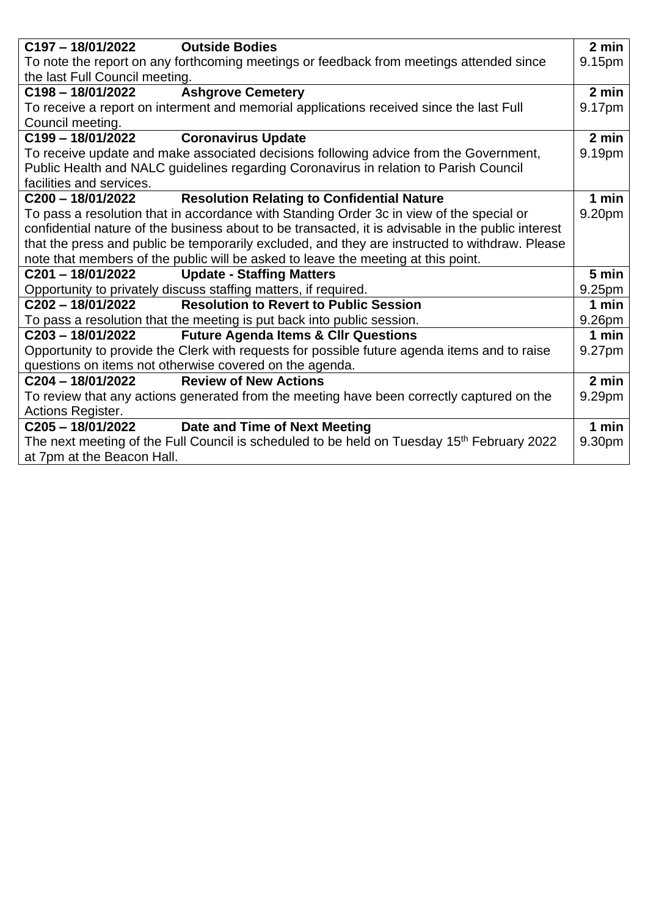| | |
|---|---|
| **C197 – 18/01/2022 Outside Bodies**<br>To note the report on any forthcoming meetings or feedback from meetings attended since the last Full Council meeting. | **2 min**<br>9.15pm |
| **C198 – 18/01/2022 Ashgrove Cemetery**<br>To receive a report on interment and memorial applications received since the last Full Council meeting. | **2 min**<br>9.17pm |
| **C199 – 18/01/2022 Coronavirus Update**<br>To receive update and make associated decisions following advice from the Government, Public Health and NALC guidelines regarding Coronavirus in relation to Parish Council facilities and services. | **2 min**<br>9.19pm |
| **C200 – 18/01/2022 Resolution Relating to Confidential Nature**<br>To pass a resolution that in accordance with Standing Order 3c in view of the special or confidential nature of the business about to be transacted, it is advisable in the public interest that the press and public be temporarily excluded, and they are instructed to withdraw. Please note that members of the public will be asked to leave the meeting at this point. | **1 min**<br>9.20pm |
| **C201 – 18/01/2022 Update - Staffing Matters**<br>Opportunity to privately discuss staffing matters, if required. | **5 min**<br>9.25pm |
| **C202 – 18/01/2022 Resolution to Revert to Public Session**<br>To pass a resolution that the meeting is put back into public session. | **1 min**<br>9.26pm |
| **C203 – 18/01/2022 Future Agenda Items & Cllr Questions**<br>Opportunity to provide the Clerk with requests for possible future agenda items and to raise questions on items not otherwise covered on the agenda. | **1 min**<br>9.27pm |
| **C204 – 18/01/2022 Review of New Actions**<br>To review that any actions generated from the meeting have been correctly captured on the Actions Register. | **2 min**<br>9.29pm |
| **C205 – 18/01/2022 Date and Time of Next Meeting**<br>The next meeting of the Full Council is scheduled to be held on Tuesday 15th February 2022 at 7pm at the Beacon Hall. | **1 min**<br>9.30pm |